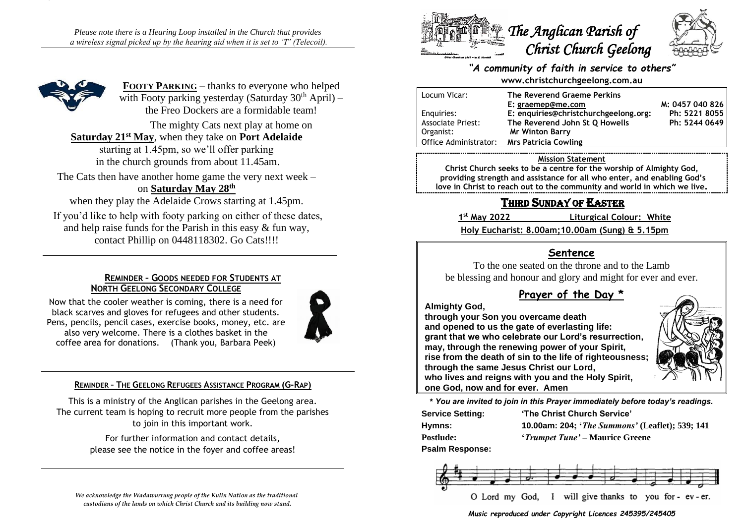*Please note there is a Hearing Loop installed in the Church that provides a wireless signal picked up by the hearing aid when it is set to 'T' (Telecoil).*

**FOOTY PARKING** – thanks to everyone who helped with Footy parking yesterday (Saturday 30th April) – the Freo Dockers are a formidable team!

The mighty Cats next play at home on **Saturday 21st May**, when they take on **Port Adelaide** starting at 1.45pm, so we'll offer parking in the church grounds from about 11.45am.

The Cats then have another home game the very next week – on **Saturday May 28th** when they play the Adelaide Crows starting at 1.45pm.

If you'd like to help with footy parking on either of these dates, and help raise funds for the Parish in this easy & fun way, contact Phillip on 0448118302. Go Cats!!!!

---

**REMINDER – GOODS NEEDED FOR STUDENTS AT NORTH GEELONG SECONDARY COLLEGE**

Now that the cooler weather is coming, there is a need for black scarves and gloves for refugees and other students. Pens, pencils, pencil cases, exercise books, money, etc. are also very welcome. There is a clothes basket in the coffee area for donations. (Thank you, Barbara Peek)

---

**REMINDER – THE GEELONG REFUGEES ASSISTANCE PROGRAM (G-RAP)**

This is a ministry of the Anglican parishes in the Geelong area. The current team is hoping to recruit more people from the parishes to join in this important work.

For further information and contact details, please see the notice in the foyer and coffee areas!

---

*We acknowledge the Wadawurrung people of the Kulin Nation as the traditional custodians of the lands on which Christ Church and its building now stand.*

# *The Anglican Parish of Christ Church Geelong*

*"A community of faith in service to others"*

**www.christchurchgeelong.com.au**

| | | |
|---|---|---|
| Locum Vicar: | **The Reverend Graeme Perkins** | |
| | **E: graemep@me.com** | **M: 0457 040 826** |
| Enquiries: | **E: enquiries@christchurchgeelong.org:** | **Ph: 5221 8055** |
| Associate Priest: | **The Reverend John St Q Howells** | **Ph: 5244 0649** |
| Organist: | **Mr Winton Barry** | |
| Office Administrator: | **Mrs Patricia Cowling** | |

**Mission Statement**

**Christ Church seeks to be a centre for the worship of Almighty God, providing strength and assistance for all who enter, and enabling God's love in Christ to reach out to the community and world in which we live.**

## THIRD SUNDAY OF EASTER

**1st May 2022** **Liturgical Colour: White**

**Holy Eucharist: 8.00am;10.00am (Sung) & 5.15pm**

### Sentence

To the one seated on the throne and to the Lamb be blessing and honour and glory and might for ever and ever.

### Prayer of the Day *

**Almighty God,
through your Son you overcame death
and opened to us the gate of everlasting life:
grant that we who celebrate our Lord's resurrection,
may, through the renewing power of your Spirit,
rise from the death of sin to the life of righteousness;
through the same Jesus Christ our Lord,
who lives and reigns with you and the Holy Spirit,
one God, now and for ever. Amen**

***** *You are invited to join in this Prayer immediately before today's readings.***

**Service Setting:** **'The Christ Church Service'**

**Hymns:** **10.00am: 204; '*The Summons'* (Leaflet); 539; 141**

**Postlude:** **'*Trumpet Tune'* – Maurice Greene**

**Psalm Response:**

O Lord my God, I will give thanks to you for - ev - er.

***Music reproduced under Copyright Licences 245395/245405***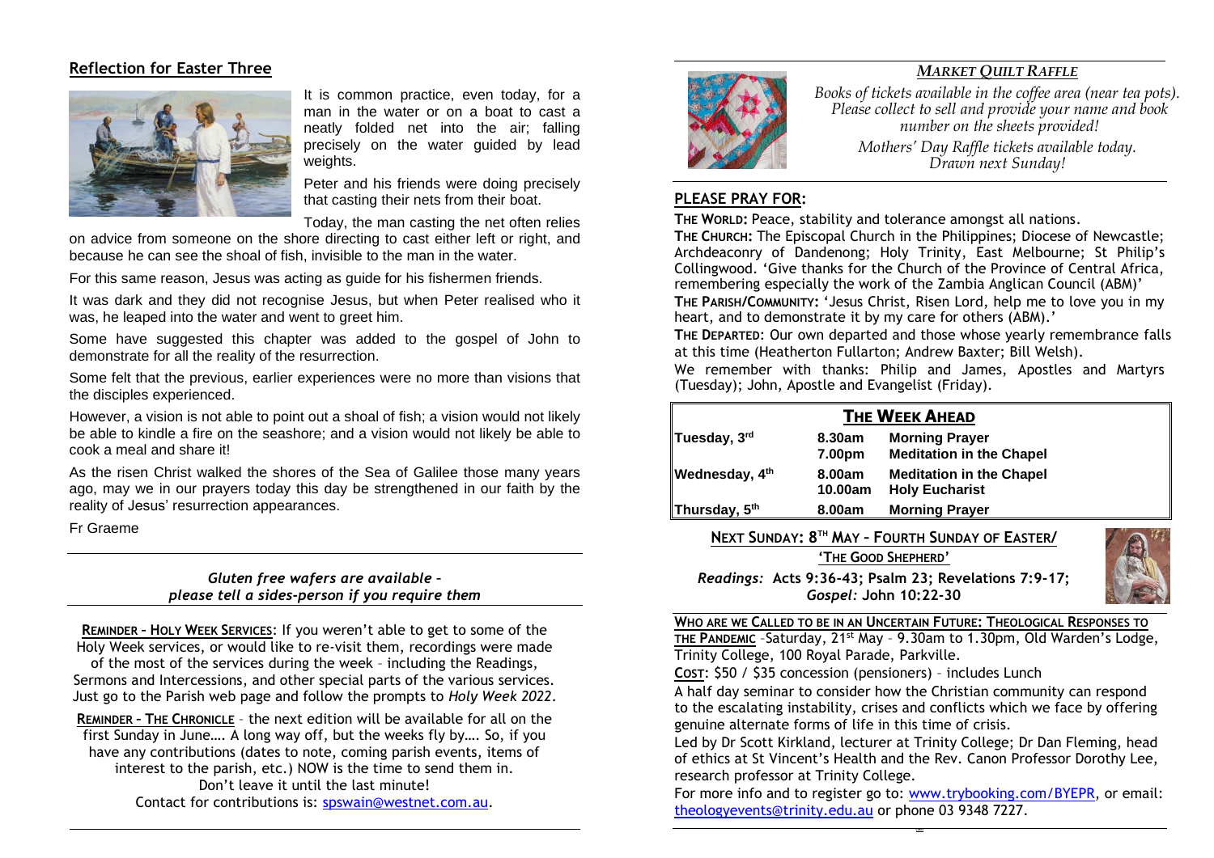## Reflection for Easter Three

It is common practice, even today, for a man in the water or on a boat to cast a neatly folded net into the air; falling precisely on the water guided by lead weights.

Peter and his friends were doing precisely that casting their nets from their boat.

Today, the man casting the net often relies on advice from someone on the shore directing to cast either left or right, and because he can see the shoal of fish, invisible to the man in the water.

For this same reason, Jesus was acting as guide for his fishermen friends.

It was dark and they did not recognise Jesus, but when Peter realised who it was, he leaped into the water and went to greet him.

Some have suggested this chapter was added to the gospel of John to demonstrate for all the reality of the resurrection.

Some felt that the previous, earlier experiences were no more than visions that the disciples experienced.

However, a vision is not able to point out a shoal of fish; a vision would not likely be able to kindle a fire on the seashore; and a vision would not likely be able to cook a meal and share it!

As the risen Christ walked the shores of the Sea of Galilee those many years ago, may we in our prayers today this day be strengthened in our faith by the reality of Jesus' resurrection appearances.

Fr Graeme

*Gluten free wafers are available – please tell a sides-person if you require them*

**REMINDER – HOLY WEEK SERVICES**: If you weren't able to get to some of the Holy Week services, or would like to re-visit them, recordings were made of the most of the services during the week – including the Readings, Sermons and Intercessions, and other special parts of the various services. Just go to the Parish web page and follow the prompts to *Holy Week 2022*.

**REMINDER – THE CHRONICLE** – the next edition will be available for all on the first Sunday in June…. A long way off, but the weeks fly by…. So, if you have any contributions (dates to note, coming parish events, items of interest to the parish, etc.) NOW is the time to send them in. Don't leave it until the last minute!
Contact for contributions is: spswain@westnet.com.au.

### *MARKET QUILT RAFFLE*

*Books of tickets available in the coffee area (near tea pots). Please collect to sell and provide your name and book number on the sheets provided!*

*Mothers' Day Raffle tickets available today. Drawn next Sunday!*

## PLEASE PRAY FOR:

**THE WORLD:** Peace, stability and tolerance amongst all nations.

**THE CHURCH:** The Episcopal Church in the Philippines; Diocese of Newcastle; Archdeaconry of Dandenong; Holy Trinity, East Melbourne; St Philip's Collingwood. 'Give thanks for the Church of the Province of Central Africa, remembering especially the work of the Zambia Anglican Council (ABM)'

**THE PARISH/COMMUNITY:** 'Jesus Christ, Risen Lord, help me to love you in my heart, and to demonstrate it by my care for others (ABM).'

**THE DEPARTED**: Our own departed and those whose yearly remembrance falls at this time (Heatherton Fullarton; Andrew Baxter; Bill Welsh).

We remember with thanks: Philip and James, Apostles and Martyrs (Tuesday); John, Apostle and Evangelist (Friday).

## THE WEEK AHEAD

| | | |
|---|---|---|
| **Tuesday, 3rd** | **8.30am** | **Morning Prayer** |
| | **7.00pm** | **Meditation in the Chapel** |
| **Wednesday, 4th** | **8.00am** | **Meditation in the Chapel** |
| | **10.00am** | **Holy Eucharist** |
| **Thursday, 5th** | **8.00am** | **Morning Prayer** |

**NEXT SUNDAY: 8TH MAY – FOURTH SUNDAY OF EASTER/ 'THE GOOD SHEPHERD'**

*Readings:* **Acts 9:36-43; Psalm 23; Revelations 7:9-17;**
*Gospel:* **John 10:22-30**

**WHO ARE WE CALLED TO BE IN AN UNCERTAIN FUTURE: THEOLOGICAL RESPONSES TO THE PANDEMIC** –Saturday, 21st May – 9.30am to 1.30pm, Old Warden's Lodge, Trinity College, 100 Royal Parade, Parkville.

**COST**: $50 / $35 concession (pensioners) – includes Lunch

A half day seminar to consider how the Christian community can respond to the escalating instability, crises and conflicts which we face by offering genuine alternate forms of life in this time of crisis.

Led by Dr Scott Kirkland, lecturer at Trinity College; Dr Dan Fleming, head of ethics at St Vincent's Health and the Rev. Canon Professor Dorothy Lee, research professor at Trinity College.

For more info and to register go to: www.trybooking.com/BYEPR, or email: theologyevents@trinity.edu.au or phone 03 9348 7227.